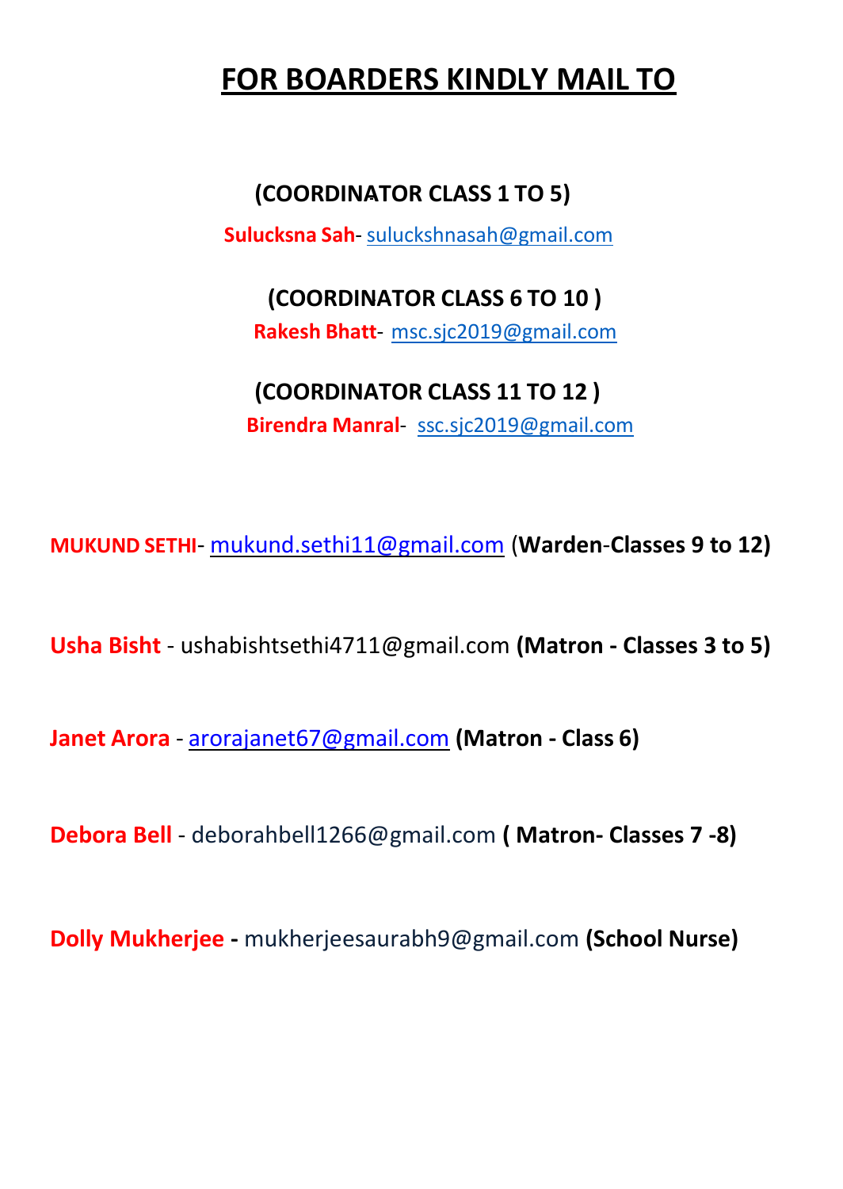# FOR BOARDERS KINDLY MAIL TO

**(COORDINATOR CLASS 1 TO 5)**

**Sulucksna Sah**- sulucksh nasah@gmail.com

**(COORDINATOR CLASS 6 TO 10 )**

**Rakesh Bhatt**- msc.sjc2019@gmail.com

**(COORDINATOR CLASS 11 TO 12 )**

**Birendra Manral**- ssc.sjc2019@gmail.com

**MUKUND SETHI**- mukund.sethi11@gmail.com (**Warden**-**Classes 9 to 12)**

**Usha Bisht** - ushabishtsethi4711@gmail.com **(Matron - Classes 3 to 5)**

**Janet Arora** - arorajanet67@gmail.com **(Matron - Class 6)**

**Debora Bell** - deborahbell1266@gmail.com **( Matron- Classes 7 -8)**

**Dolly Mukherjee -** mukherjeesaurabh9@gmail.com **(School Nurse)**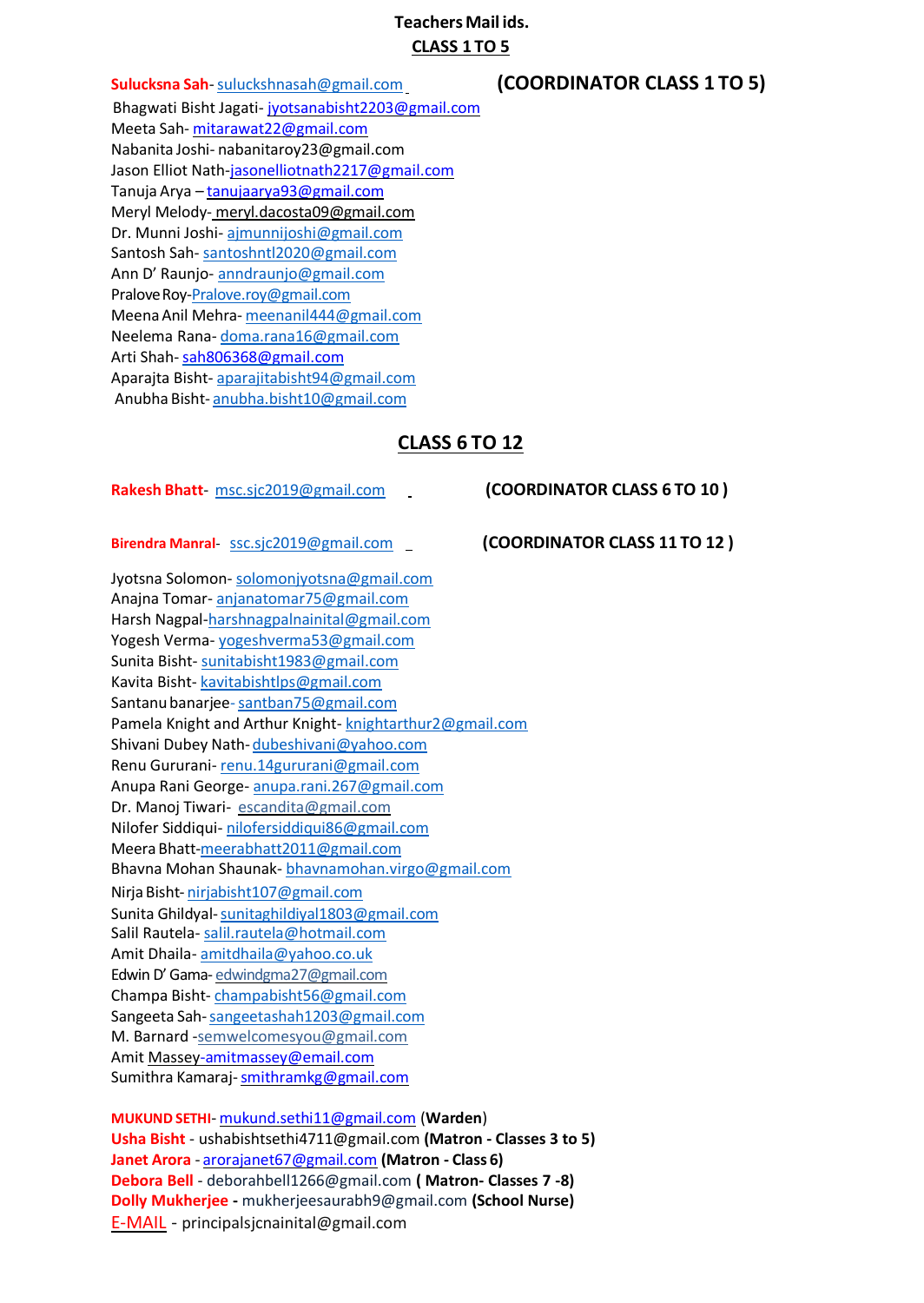**Teachers Mail ids.**

**CLASS 1 TO 5**

**Sulucksna Sah**- suluckshnasah@gmail.com **(COORDINATOR CLASS 1 TO 5)**

Bhagwati Bisht Jagati- jyotsanabisht2203@gmail.com
Meeta Sah- mitarawat22@gmail.com
Nabanita Joshi- nabanitaroy23@gmail.com
Jason Elliot Nath-jasonelliotnath2217@gmail.com
Tanuja Arya – tanujaarya93@gmail.com
Meryl Melody- meryl.dacosta09@gmail.com
Dr. Munni Joshi- ajmunnijoshi@gmail.com
Santosh Sah- santoshntl2020@gmail.com
Ann D' Raunjo- anndraunjo@gmail.com
Pralove Roy-Pralove.roy@gmail.com
Meena Anil Mehra- meenanil444@gmail.com
Neelema Rana- doma.rana16@gmail.com
Arti Shah- sah806368@gmail.com
Aparajta Bisht- aparajitabisht94@gmail.com
Anubha Bisht- anubha.bisht10@gmail.com

**CLASS 6 TO 12**

**Rakesh Bhatt**- msc.sjc2019@gmail.com **(COORDINATOR CLASS 6 TO 10 )**

**Birendra Manral**- ssc.sjc2019@gmail.com **(COORDINATOR CLASS 11 TO 12 )**

Jyotsna Solomon- solomonjyotsna@gmail.com
Anajna Tomar- anjanatomar75@gmail.com
Harsh Nagpal-harshnagpalnainital@gmail.com
Yogesh Verma- yogeshverma53@gmail.com
Sunita Bisht- sunitabisht1983@gmail.com
Kavita Bisht- kavitabishtlps@gmail.com
Santanu banarjee- santban75@gmail.com
Pamela Knight and Arthur Knight- knightarthur2@gmail.com
Shivani Dubey Nath- dubeshivani@yahoo.com
Renu Gururani- renu.14gururani@gmail.com
Anupa Rani George- anupa.rani.267@gmail.com
Dr. Manoj Tiwari- escandita@gmail.com
Nilofer Siddiqui- nilofersiddiqui86@gmail.com
Meera Bhatt-meerabhatt2011@gmail.com
Bhavna Mohan Shaunak- bhavnamohan.virgo@gmail.com
Nirja Bisht- nirjabisht107@gmail.com
Sunita Ghildyal- sunitaghildiyal1803@gmail.com
Salil Rautela- salil.rautela@hotmail.com
Amit Dhaila- amitdhaila@yahoo.co.uk
Edwin D' Gama- edwindgma27@gmail.com
Champa Bisht- champabisht56@gmail.com
Sangeeta Sah- sangeetashah1203@gmail.com
M. Barnard -semwelcomesyou@gmail.com
Amit Massey-amitmassey@email.com
Sumithra Kamaraj- smithramkg@gmail.com

**MUKUND SETHI**- mukund.sethi11@gmail.com (**Warden**)
**Usha Bisht** - ushabishtsethi4711@gmail.com **(Matron - Classes 3 to 5)**
**Janet Arora** - arorajanet67@gmail.com **(Matron - Class 6)**
**Debora Bell** - deborahbell1266@gmail.com **( Matron- Classes 7 -8)**
**Dolly Mukherjee -** mukherjeesaurabh9@gmail.com **(School Nurse)**
E-MAIL - principalsjcnainital@gmail.com